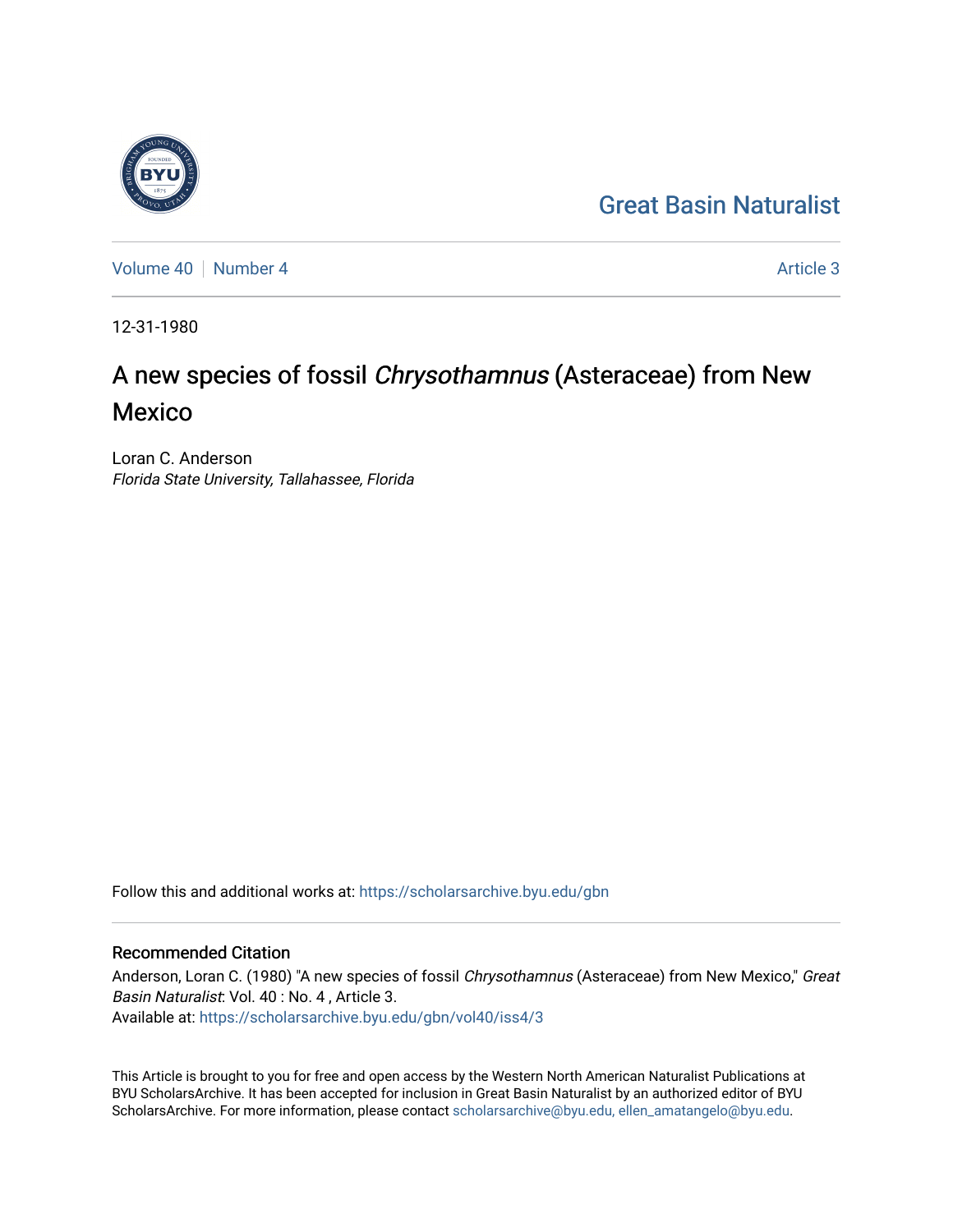Great Basin Naturalist

Volume 40 | Number 4 | Article 3

12-31-1980

# A new species of fossil *Chrysothamnus* (Asteraceae) from New Mexico

Loran C. Anderson
*Florida State University, Tallahassee, Florida*

Follow this and additional works at: https://scholarsarchive.byu.edu/gbn

## Recommended Citation

Anderson, Loran C. (1980) "A new species of fossil *Chrysothamnus* (Asteraceae) from New Mexico," *Great Basin Naturalist*: Vol. 40 : No. 4 , Article 3.
Available at: https://scholarsarchive.byu.edu/gbn/vol40/iss4/3

This Article is brought to you for free and open access by the Western North American Naturalist Publications at BYU ScholarsArchive. It has been accepted for inclusion in Great Basin Naturalist by an authorized editor of BYU ScholarsArchive. For more information, please contact scholarsarchive@byu.edu, ellen_amatangelo@byu.edu.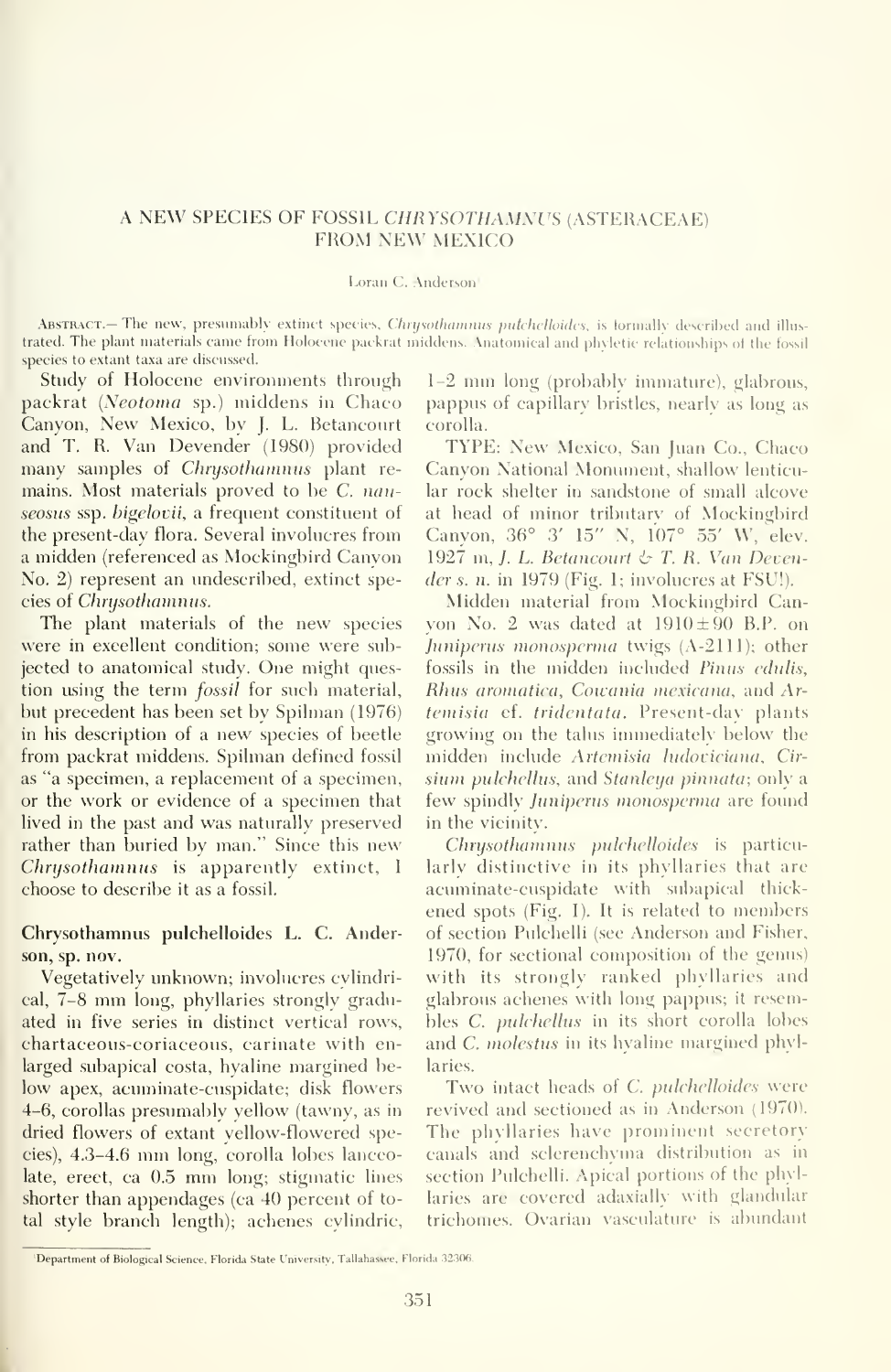# A NEW SPECIES OF FOSSIL *CHRYSOTHAMNUS* (ASTERACEAE) FROM NEW MEXICO

Loran C. Anderson[1]

ABSTRACT.— The new, presumably extinct species, *Chrysothamnus pulchelloides*, is formally described and illustrated. The plant materials came from Holocene packrat middens. Anatomical and phyletic relationships of the fossil species to extant taxa are discussed.

Study of Holocene environments through packrat (*Neotoma* sp.) middens in Chaco Canyon, New Mexico, by J. L. Betancourt and T. R. Van Devender (1980) provided many samples of *Chrysothamnus* plant remains. Most materials proved to be *C. nauseosus* ssp. *bigelovii*, a frequent constituent of the present-day flora. Several involucres from a midden (referenced as Mockingbird Canyon No. 2) represent an undescribed, extinct species of *Chrysothamnus*.

The plant materials of the new species were in excellent condition; some were subjected to anatomical study. One might question using the term *fossil* for such material, but precedent has been set by Spilman (1976) in his description of a new species of beetle from packrat middens. Spilman defined fossil as "a specimen, a replacement of a specimen, or the work or evidence of a specimen that lived in the past and was naturally preserved rather than buried by man." Since this new *Chrysothamnus* is apparently extinct, I choose to describe it as a fossil.

**Chrysothamnus pulchelloides L. C. Anderson, sp. nov.**

Vegetatively unknown; involucres cylindrical, 7–8 mm long, phyllaries strongly graduated in five series in distinct vertical rows, chartaceous-coriaceous, carinate with enlarged subapical costa, hyaline margined below apex, acuminate-cuspidate; disk flowers 4–6, corollas presumably yellow (tawny, as in dried flowers of extant yellow-flowered species), 4.3–4.6 mm long, corolla lobes lanceolate, erect, ca 0.5 mm long; stigmatic lines shorter than appendages (ca 40 percent of total style branch length); achenes cylindric, 1–2 mm long (probably immature), glabrous, pappus of capillary bristles, nearly as long as corolla.

TYPE: New Mexico, San Juan Co., Chaco Canyon National Monument, shallow lenticular rock shelter in sandstone of small alcove at head of minor tributary of Mockingbird Canyon, 36° 3′ 15″ N, 107° 55′ W, elev. 1927 m, *J. L. Betancourt & T. R. Van Devender s. n.* in 1979 (Fig. 1; involucres at FSU!).

Midden material from Mockingbird Canyon No. 2 was dated at 1910±90 B.P. on *Juniperus monosperma* twigs (A-2111); other fossils in the midden included *Pinus edulis*, *Rhus aromatica*, *Cowania mexicana*, and *Artemisia* cf. *tridentata*. Present-day plants growing on the talus immediately below the midden include *Artemisia ludoviciana*, *Cirsium pulchellus*, and *Stanleya pinnata*; only a few spindly *Juniperus monosperma* are found in the vicinity.

*Chrysothamnus pulchelloides* is particularly distinctive in its phyllaries that are acuminate-cuspidate with subapical thickened spots (Fig. 1). It is related to members of section Pulchelli (see Anderson and Fisher, 1970, for sectional composition of the genus) with its strongly ranked phyllaries and glabrous achenes with long pappus; it resembles *C. pulchellus* in its short corolla lobes and *C. molestus* in its hyaline margined phyllaries.

Two intact heads of *C. pulchelloides* were revived and sectioned as in Anderson (1970). The phyllaries have prominent secretory canals and sclerenchyma distribution as in section Pulchelli. Apical portions of the phyllaries are covered adaxially with glandular trichomes. Ovarian vasculature is abundant

[1]Department of Biological Science, Florida State University, Tallahassee, Florida 32306.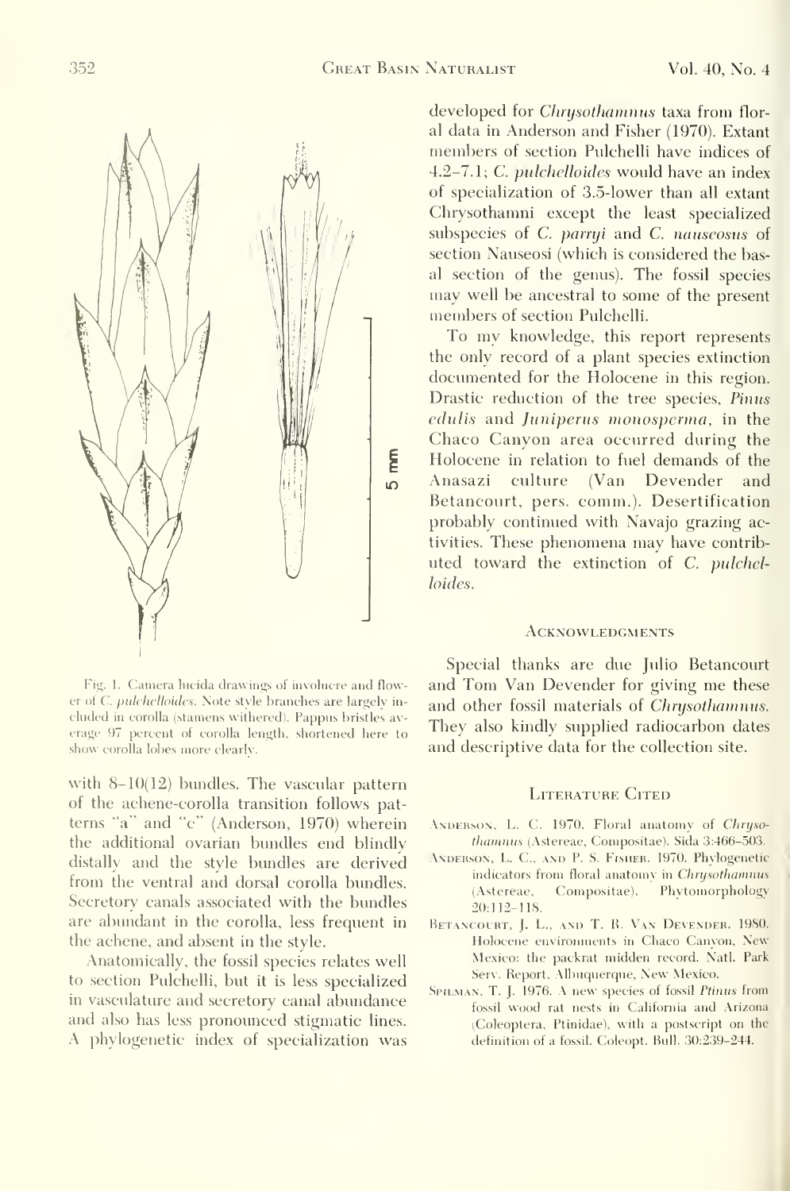Fig. 1. Camera lucida drawings of involucre and flower of *C. pulchelloides*. Note style branches are largely included in corolla (stamens withered). Pappus bristles average 97 percent of corolla length, shortened here to show corolla lobes more clearly.

with 8–10(12) bundles. The vascular pattern of the achene-corolla transition follows patterns "a" and "c" (Anderson, 1970) wherein the additional ovarian bundles end blindly distally and the style bundles are derived from the ventral and dorsal corolla bundles. Secretory canals associated with the bundles are abundant in the corolla, less frequent in the achene, and absent in the style.

Anatomically, the fossil species relates well to section Pulchelli, but it is less specialized in vasculature and secretory canal abundance and also has less pronounced stigmatic lines. A phylogenetic index of specialization was developed for *Chrysothamnus* taxa from floral data in Anderson and Fisher (1970). Extant members of section Pulchelli have indices of 4.2–7.1; *C. pulchelloides* would have an index of specialization of 3.5-lower than all extant Chrysothamni except the least specialized subspecies of *C. parryi* and *C. nauseosus* of section Nauseosi (which is considered the basal section of the genus). The fossil species may well be ancestral to some of the present members of section Pulchelli.

To my knowledge, this report represents the only record of a plant species extinction documented for the Holocene in this region. Drastic reduction of the tree species, *Pinus edulis* and *Juniperus monosperma*, in the Chaco Canyon area occurred during the Holocene in relation to fuel demands of the Anasazi culture (Van Devender and Betancourt, pers. comm.). Desertification probably continued with Navajo grazing activities. These phenomena may have contributed toward the extinction of *C. pulchelloides*.

## Acknowledgments

Special thanks are due Julio Betancourt and Tom Van Devender for giving me these and other fossil materials of *Chrysothamnus*. They also kindly supplied radiocarbon dates and descriptive data for the collection site.

## Literature Cited

Anderson, L. C. 1970. Floral anatomy of *Chrysothamnus* (Astereae, Compositae). Sida 3:466–503.

Anderson, L. C., and P. S. Fisher. 1970. Phylogenetic indicators from floral anatomy in *Chrysothamnus* (Astereae, Compositae). Phytomorphology 20:112–118.

Betancourt, J. L., and T. R. Van Devender. 1980. Holocene environments in Chaco Canyon, New Mexico: the packrat midden record. Natl. Park Serv. Report, Albuquerque, New Mexico.

Spilman, T. J. 1976. A new species of fossil *Ptinus* from fossil wood rat nests in California and Arizona (Coleoptera, Ptinidae), with a postscript on the definition of a fossil. Coleopt. Bull. 30:239–244.